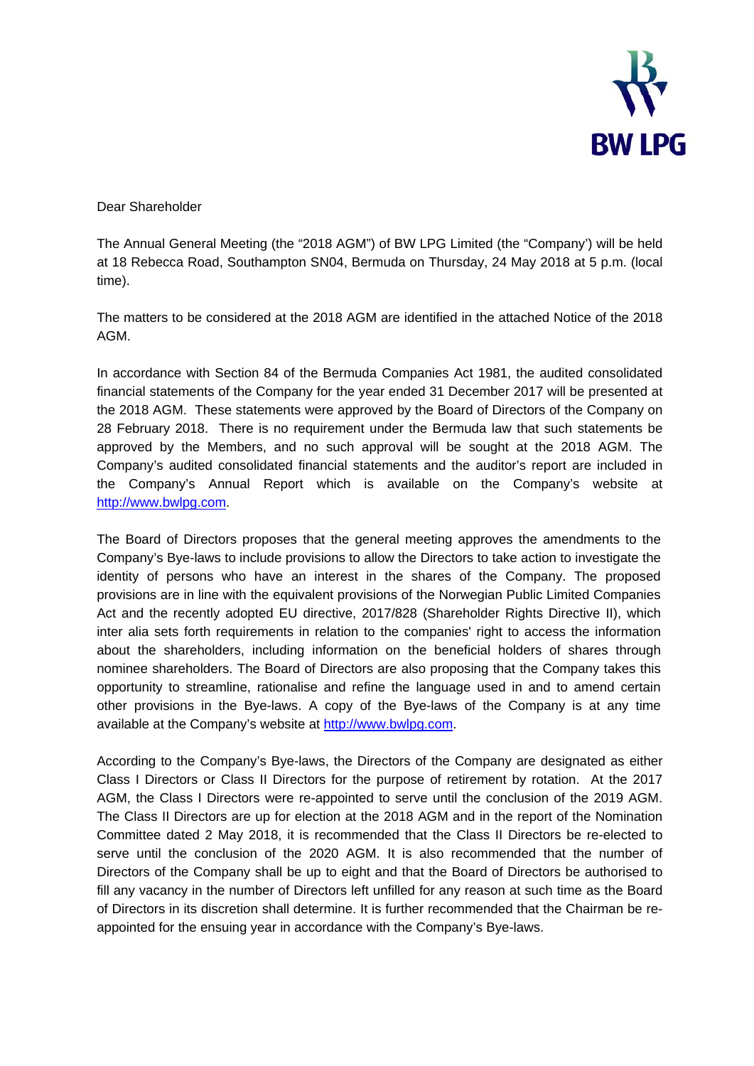BW LPG

Dear Shareholder

The Annual General Meeting (the "2018 AGM") of BW LPG Limited (the "Company') will be held at 18 Rebecca Road, Southampton SN04, Bermuda on Thursday, 24 May 2018 at 5 p.m. (local time).

The matters to be considered at the 2018 AGM are identified in the attached Notice of the 2018 AGM.

In accordance with Section 84 of the Bermuda Companies Act 1981, the audited consolidated financial statements of the Company for the year ended 31 December 2017 will be presented at the 2018 AGM. These statements were approved by the Board of Directors of the Company on 28 February 2018. There is no requirement under the Bermuda law that such statements be approved by the Members, and no such approval will be sought at the 2018 AGM. The Company's audited consolidated financial statements and the auditor's report are included in the Company's Annual Report which is available on the Company's website at http://www.bwlpg.com.

The Board of Directors proposes that the general meeting approves the amendments to the Company's Bye-laws to include provisions to allow the Directors to take action to investigate the identity of persons who have an interest in the shares of the Company. The proposed provisions are in line with the equivalent provisions of the Norwegian Public Limited Companies Act and the recently adopted EU directive, 2017/828 (Shareholder Rights Directive II), which inter alia sets forth requirements in relation to the companies' right to access the information about the shareholders, including information on the beneficial holders of shares through nominee shareholders. The Board of Directors are also proposing that the Company takes this opportunity to streamline, rationalise and refine the language used in and to amend certain other provisions in the Bye-laws. A copy of the Bye-laws of the Company is at any time available at the Company's website at http://www.bwlpg.com.

According to the Company's Bye-laws, the Directors of the Company are designated as either Class I Directors or Class II Directors for the purpose of retirement by rotation. At the 2017 AGM, the Class I Directors were re-appointed to serve until the conclusion of the 2019 AGM. The Class II Directors are up for election at the 2018 AGM and in the report of the Nomination Committee dated 2 May 2018, it is recommended that the Class II Directors be re-elected to serve until the conclusion of the 2020 AGM. It is also recommended that the number of Directors of the Company shall be up to eight and that the Board of Directors be authorised to fill any vacancy in the number of Directors left unfilled for any reason at such time as the Board of Directors in its discretion shall determine. It is further recommended that the Chairman be re-appointed for the ensuing year in accordance with the Company's Bye-laws.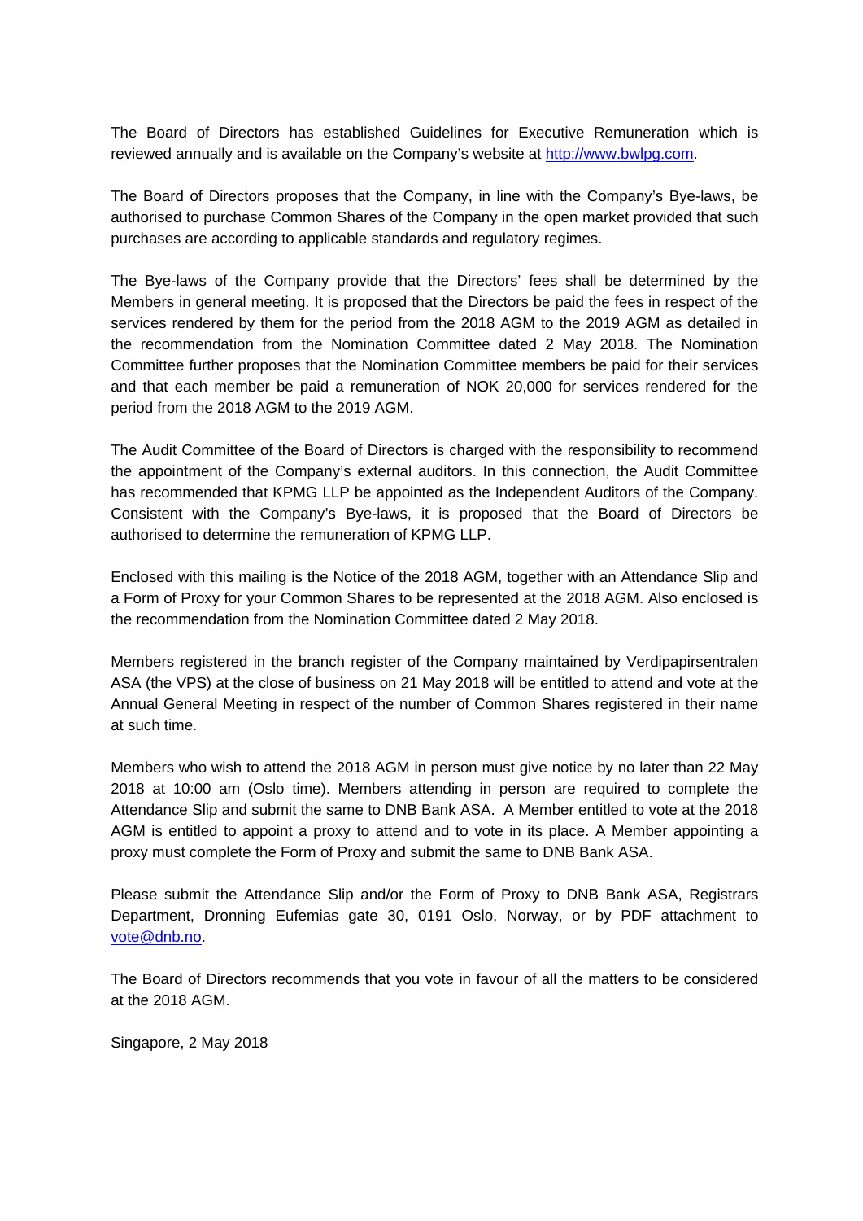The Board of Directors has established Guidelines for Executive Remuneration which is reviewed annually and is available on the Company's website at http://www.bwlpg.com.

The Board of Directors proposes that the Company, in line with the Company's Bye-laws, be authorised to purchase Common Shares of the Company in the open market provided that such purchases are according to applicable standards and regulatory regimes.

The Bye-laws of the Company provide that the Directors' fees shall be determined by the Members in general meeting. It is proposed that the Directors be paid the fees in respect of the services rendered by them for the period from the 2018 AGM to the 2019 AGM as detailed in the recommendation from the Nomination Committee dated 2 May 2018. The Nomination Committee further proposes that the Nomination Committee members be paid for their services and that each member be paid a remuneration of NOK 20,000 for services rendered for the period from the 2018 AGM to the 2019 AGM.

The Audit Committee of the Board of Directors is charged with the responsibility to recommend the appointment of the Company's external auditors. In this connection, the Audit Committee has recommended that KPMG LLP be appointed as the Independent Auditors of the Company. Consistent with the Company's Bye-laws, it is proposed that the Board of Directors be authorised to determine the remuneration of KPMG LLP.

Enclosed with this mailing is the Notice of the 2018 AGM, together with an Attendance Slip and a Form of Proxy for your Common Shares to be represented at the 2018 AGM. Also enclosed is the recommendation from the Nomination Committee dated 2 May 2018.

Members registered in the branch register of the Company maintained by Verdipapirsentralen ASA (the VPS) at the close of business on 21 May 2018 will be entitled to attend and vote at the Annual General Meeting in respect of the number of Common Shares registered in their name at such time.

Members who wish to attend the 2018 AGM in person must give notice by no later than 22 May 2018 at 10:00 am (Oslo time). Members attending in person are required to complete the Attendance Slip and submit the same to DNB Bank ASA. A Member entitled to vote at the 2018 AGM is entitled to appoint a proxy to attend and to vote in its place. A Member appointing a proxy must complete the Form of Proxy and submit the same to DNB Bank ASA.

Please submit the Attendance Slip and/or the Form of Proxy to DNB Bank ASA, Registrars Department, Dronning Eufemias gate 30, 0191 Oslo, Norway, or by PDF attachment to vote@dnb.no.

The Board of Directors recommends that you vote in favour of all the matters to be considered at the 2018 AGM.

Singapore, 2 May 2018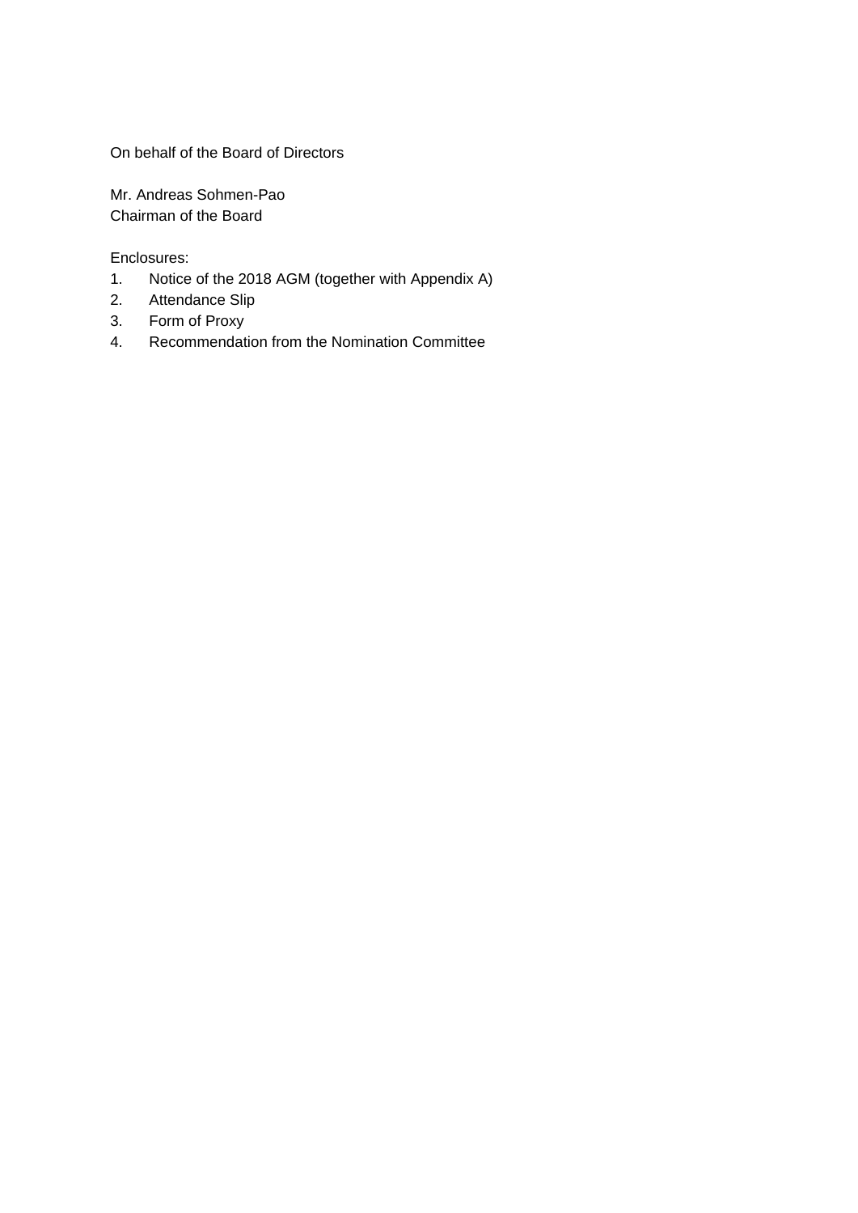On behalf of the Board of Directors

Mr. Andreas Sohmen-Pao
Chairman of the Board

Enclosures:

1. Notice of the 2018 AGM (together with Appendix A)
2. Attendance Slip
3. Form of Proxy
4. Recommendation from the Nomination Committee